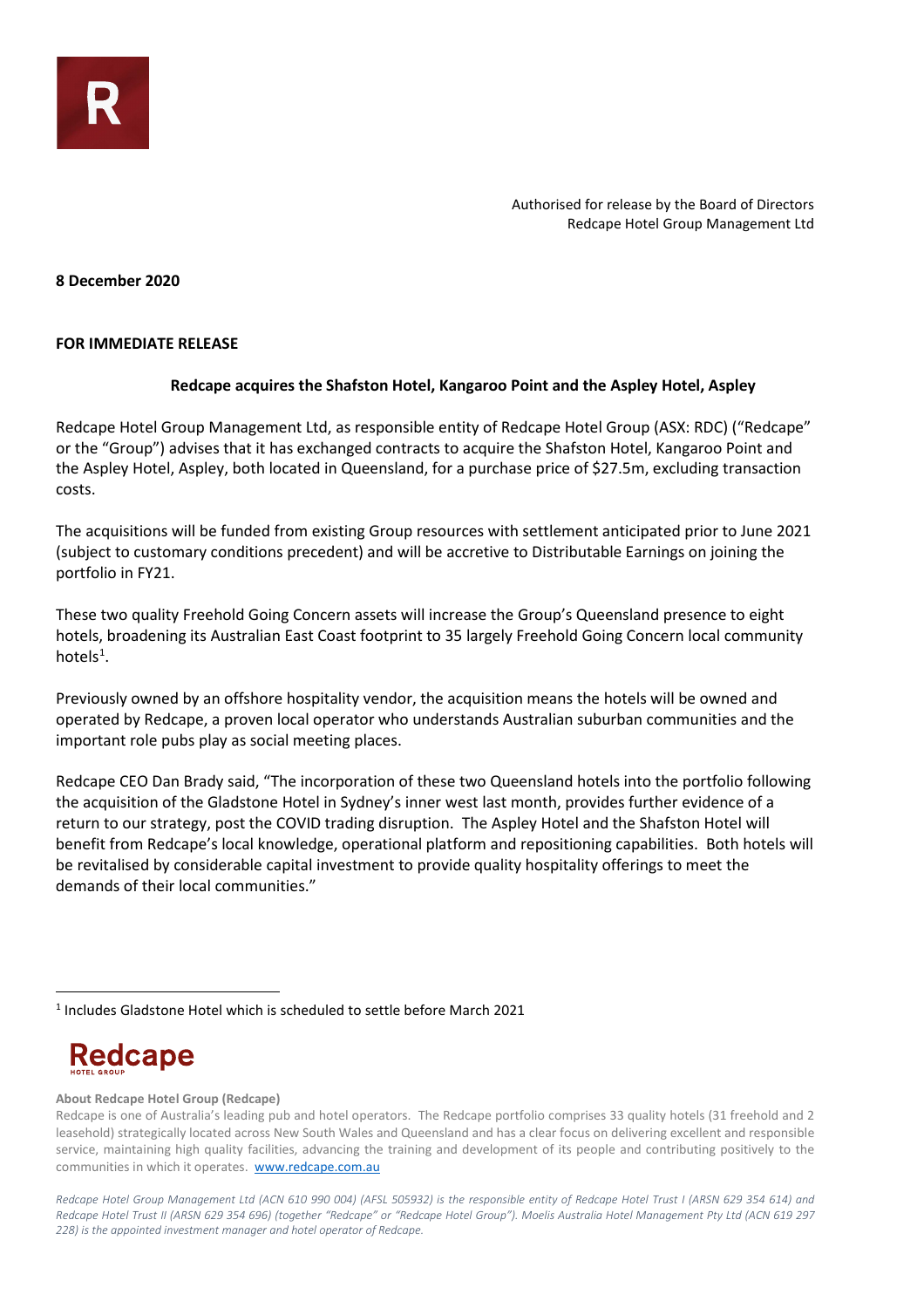Authorised for release by the Board of Directors
Redcape Hotel Group Management Ltd

**8 December 2020**

**FOR IMMEDIATE RELEASE**

**Redcape acquires the Shafston Hotel, Kangaroo Point and the Aspley Hotel, Aspley**

Redcape Hotel Group Management Ltd, as responsible entity of Redcape Hotel Group (ASX: RDC) ("Redcape" or the "Group") advises that it has exchanged contracts to acquire the Shafston Hotel, Kangaroo Point and the Aspley Hotel, Aspley, both located in Queensland, for a purchase price of $27.5m, excluding transaction costs.

The acquisitions will be funded from existing Group resources with settlement anticipated prior to June 2021 (subject to customary conditions precedent) and will be accretive to Distributable Earnings on joining the portfolio in FY21.

These two quality Freehold Going Concern assets will increase the Group's Queensland presence to eight hotels, broadening its Australian East Coast footprint to 35 largely Freehold Going Concern local community hotels[1].

Previously owned by an offshore hospitality vendor, the acquisition means the hotels will be owned and operated by Redcape, a proven local operator who understands Australian suburban communities and the important role pubs play as social meeting places.

Redcape CEO Dan Brady said, "The incorporation of these two Queensland hotels into the portfolio following the acquisition of the Gladstone Hotel in Sydney's inner west last month, provides further evidence of a return to our strategy, post the COVID trading disruption. The Aspley Hotel and the Shafston Hotel will benefit from Redcape's local knowledge, operational platform and repositioning capabilities. Both hotels will be revitalised by considerable capital investment to provide quality hospitality offerings to meet the demands of their local communities."

[1] Includes Gladstone Hotel which is scheduled to settle before March 2021

**Redcape**
HOTEL GROUP

**About Redcape Hotel Group (Redcape)**

Redcape is one of Australia's leading pub and hotel operators. The Redcape portfolio comprises 33 quality hotels (31 freehold and 2 leasehold) strategically located across New South Wales and Queensland and has a clear focus on delivering excellent and responsible service, maintaining high quality facilities, advancing the training and development of its people and contributing positively to the communities in which it operates. www.redcape.com.au

*Redcape Hotel Group Management Ltd (ACN 610 990 004) (AFSL 505932) is the responsible entity of Redcape Hotel Trust I (ARSN 629 354 614) and Redcape Hotel Trust II (ARSN 629 354 696) (together "Redcape" or "Redcape Hotel Group"). Moelis Australia Hotel Management Pty Ltd (ACN 619 297 228) is the appointed investment manager and hotel operator of Redcape.*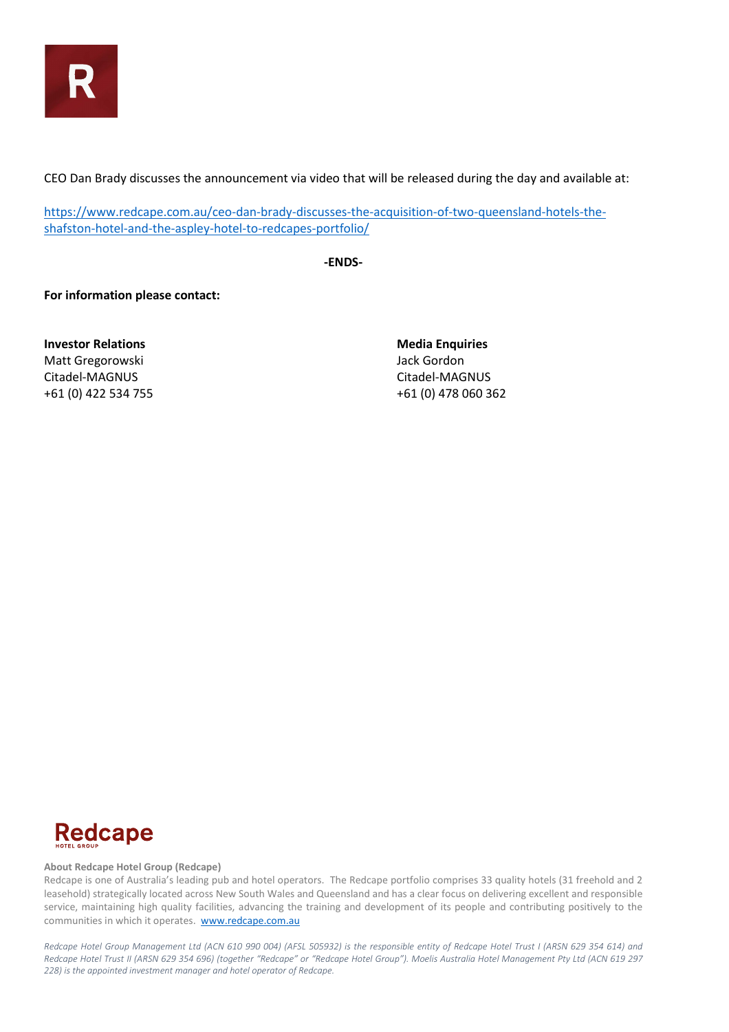CEO Dan Brady discusses the announcement via video that will be released during the day and available at:

https://www.redcape.com.au/ceo-dan-brady-discusses-the-acquisition-of-two-queensland-hotels-the-shafston-hotel-and-the-aspley-hotel-to-redcapes-portfolio/

**-ENDS-**

**For information please contact:**

**Investor Relations**
Matt Gregorowski
Citadel-MAGNUS
+61 (0) 422 534 755

**Media Enquiries**
Jack Gordon
Citadel-MAGNUS
+61 (0) 478 060 362

**About Redcape Hotel Group (Redcape)**

Redcape is one of Australia's leading pub and hotel operators. The Redcape portfolio comprises 33 quality hotels (31 freehold and 2 leasehold) strategically located across New South Wales and Queensland and has a clear focus on delivering excellent and responsible service, maintaining high quality facilities, advancing the training and development of its people and contributing positively to the communities in which it operates. www.redcape.com.au

*Redcape Hotel Group Management Ltd (ACN 610 990 004) (AFSL 505932) is the responsible entity of Redcape Hotel Trust I (ARSN 629 354 614) and Redcape Hotel Trust II (ARSN 629 354 696) (together "Redcape" or "Redcape Hotel Group"). Moelis Australia Hotel Management Pty Ltd (ACN 619 297 228) is the appointed investment manager and hotel operator of Redcape.*